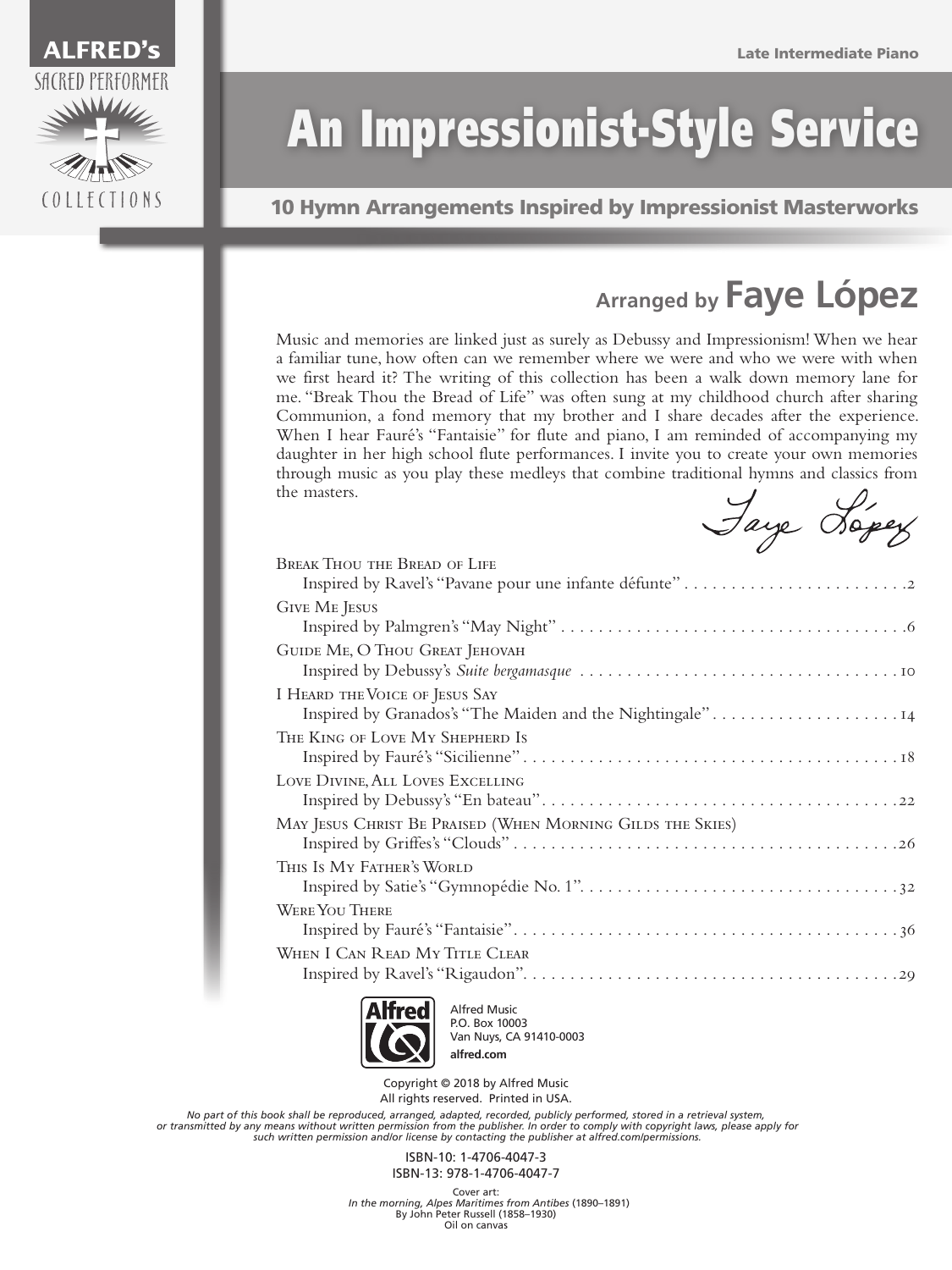ALFRED's SACRED PERFORMER COLLECTIONS

Late Intermediate Piano

# An Impressionist-Style Service

**10 Hymn Arrangements Inspired by Impressionist Masterworks**

## Arranged by Faye López

Music and memories are linked just as surely as Debussy and Impressionism! When we hear a familiar tune, how often can we remember where we were and who we were with when we first heard it? The writing of this collection has been a walk down memory lane for me. "Break Thou the Bread of Life" was often sung at my childhood church after sharing Communion, a fond memory that my brother and I share decades after the experience. When I hear Fauré's "Fantaisie" for flute and piano, I am reminded of accompanying my daughter in her high school flute performances. I invite you to create your own memories through music as you play these medleys that combine traditional hymns and classics from the masters.

*Faye López*

Break Thou the Bread of Life
Inspired by Ravel's "Pavane pour une infante défunte" . . . . . . . . . . 2

Give Me Jesus
Inspired by Palmgren's "May Night" . . . . . . . . . . 6

Guide Me, O Thou Great Jehovah
Inspired by Debussy's *Suite bergamasque* . . . . . . . . . . 10

I Heard the Voice of Jesus Say
Inspired by Granados's "The Maiden and the Nightingale" . . . . . . . . . . 14

The King of Love My Shepherd Is
Inspired by Fauré's "Sicilienne" . . . . . . . . . . 18

Love Divine, All Loves Excelling
Inspired by Debussy's "En bateau" . . . . . . . . . . 22

May Jesus Christ Be Praised (When Morning Gilds the Skies)
Inspired by Griffes's "Clouds" . . . . . . . . . . 26

This Is My Father's World
Inspired by Satie's "Gymnopédie No. 1" . . . . . . . . . . 32

Were You There
Inspired by Fauré's "Fantaisie" . . . . . . . . . . 36

When I Can Read My Title Clear
Inspired by Ravel's "Rigaudon" . . . . . . . . . . 29

Alfred Music
P.O. Box 10003
Van Nuys, CA 91410-0003
**alfred.com**

Copyright © 2018 by Alfred Music
All rights reserved. Printed in USA.

*No part of this book shall be reproduced, arranged, adapted, recorded, publicly performed, stored in a retrieval system, or transmitted by any means without written permission from the publisher. In order to comply with copyright laws, please apply for such written permission and/or license by contacting the publisher at alfred.com/permissions.*

ISBN-10: 1-4706-4047-3
ISBN-13: 978-1-4706-4047-7

Cover art:
*In the morning, Alpes Maritimes from Antibes* (1890–1891)
By John Peter Russell (1858–1930)
Oil on canvas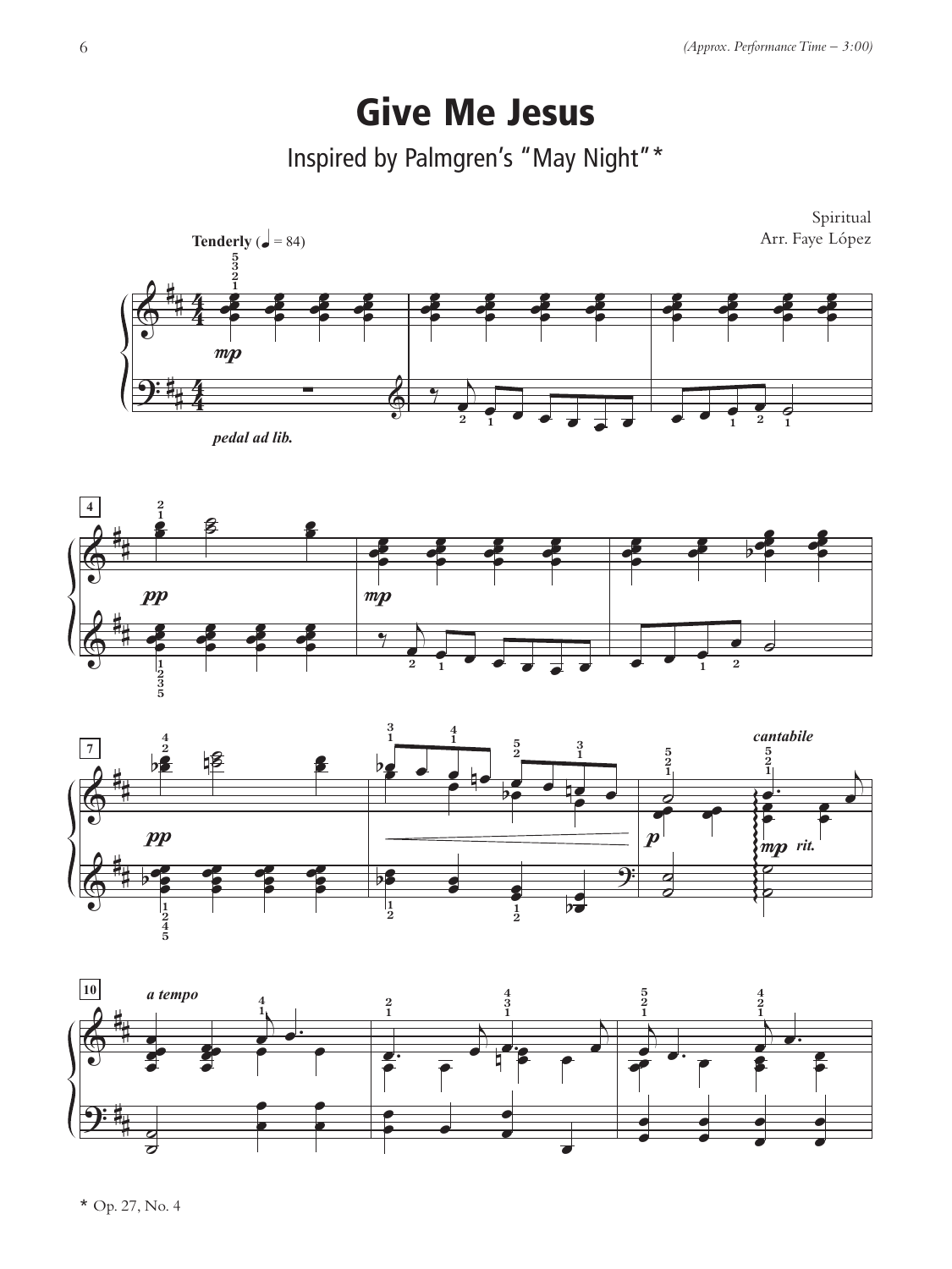(Approx. Performance Time – 3:00)

# Give Me Jesus

## Inspired by Palmgren's "May Night"*

Spiritual
Arr. Faye López

**Tenderly** (♩ = 84)

*mp*

*pedal ad lib.*

*pp*

*mp*

*pp*

*p*

*cantabile*

*mp* *rit.*

*a tempo*

\* Op. 27, No. 4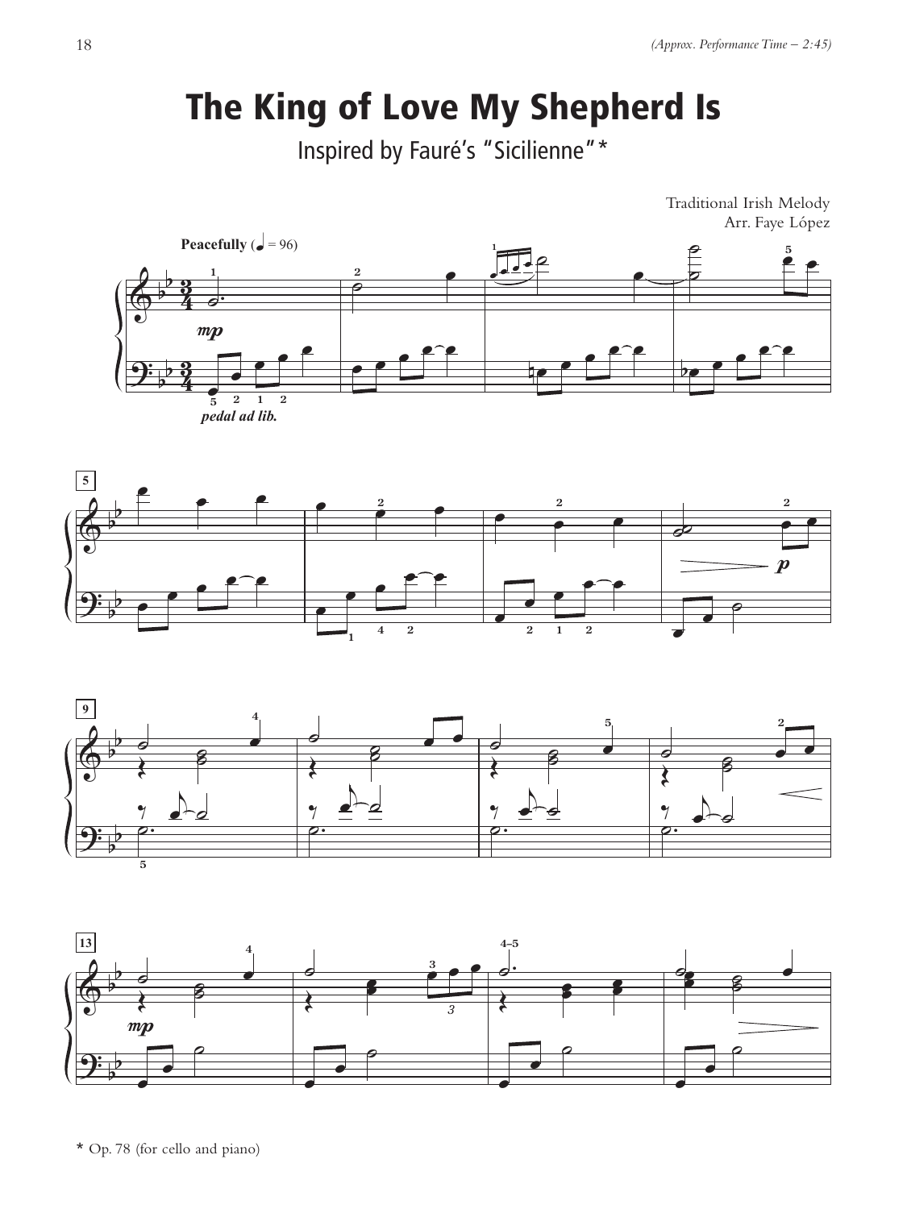# The King of Love My Shepherd Is

Inspired by Fauré's "Sicilienne"*

Traditional Irish Melody
Arr. Faye López

(Approx. Performance Time – 2:45)

**Peacefully** (♩ = 96)

*pedal ad lib.*

* Op. 78 (for cello and piano)